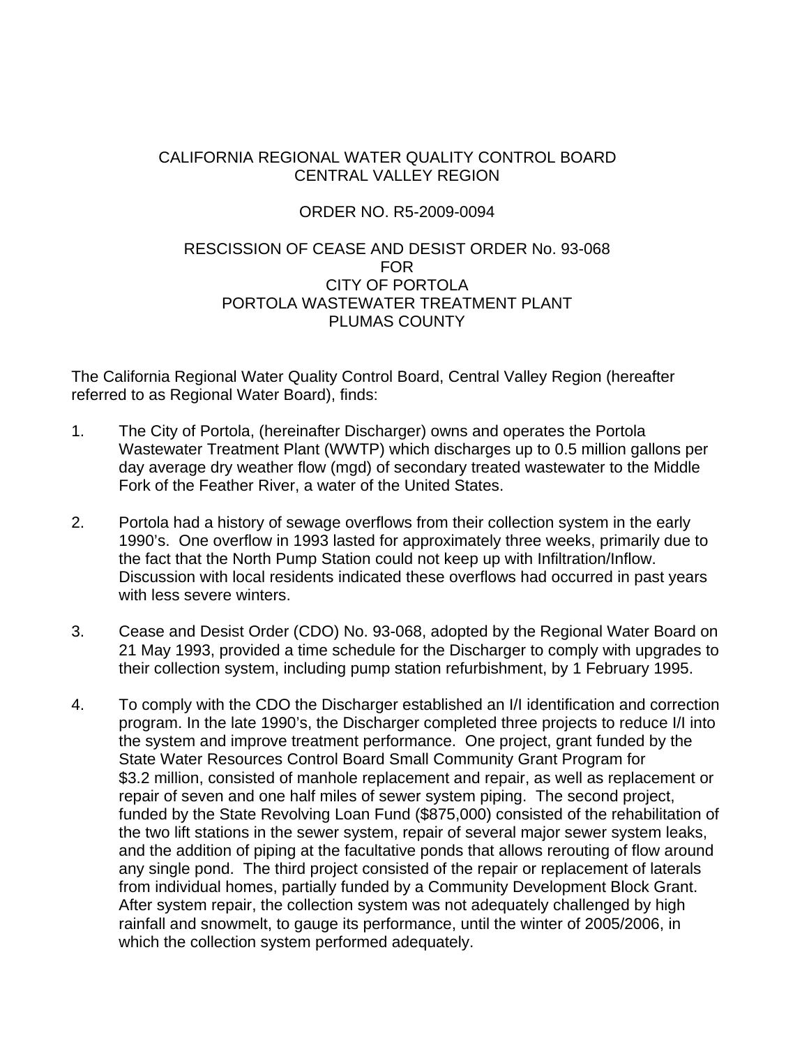CALIFORNIA REGIONAL WATER QUALITY CONTROL BOARD
CENTRAL VALLEY REGION

ORDER NO. R5-2009-0094

RESCISSION OF CEASE AND DESIST ORDER No. 93-068
FOR
CITY OF PORTOLA
PORTOLA WASTEWATER TREATMENT PLANT
PLUMAS COUNTY

The California Regional Water Quality Control Board, Central Valley Region (hereafter referred to as Regional Water Board), finds:

1. The City of Portola, (hereinafter Discharger) owns and operates the Portola Wastewater Treatment Plant (WWTP) which discharges up to 0.5 million gallons per day average dry weather flow (mgd) of secondary treated wastewater to the Middle Fork of the Feather River, a water of the United States.

2. Portola had a history of sewage overflows from their collection system in the early 1990's. One overflow in 1993 lasted for approximately three weeks, primarily due to the fact that the North Pump Station could not keep up with Infiltration/Inflow. Discussion with local residents indicated these overflows had occurred in past years with less severe winters.

3. Cease and Desist Order (CDO) No. 93-068, adopted by the Regional Water Board on 21 May 1993, provided a time schedule for the Discharger to comply with upgrades to their collection system, including pump station refurbishment, by 1 February 1995.

4. To comply with the CDO the Discharger established an I/I identification and correction program. In the late 1990's, the Discharger completed three projects to reduce I/I into the system and improve treatment performance. One project, grant funded by the State Water Resources Control Board Small Community Grant Program for $3.2 million, consisted of manhole replacement and repair, as well as replacement or repair of seven and one half miles of sewer system piping. The second project, funded by the State Revolving Loan Fund ($875,000) consisted of the rehabilitation of the two lift stations in the sewer system, repair of several major sewer system leaks, and the addition of piping at the facultative ponds that allows rerouting of flow around any single pond. The third project consisted of the repair or replacement of laterals from individual homes, partially funded by a Community Development Block Grant. After system repair, the collection system was not adequately challenged by high rainfall and snowmelt, to gauge its performance, until the winter of 2005/2006, in which the collection system performed adequately.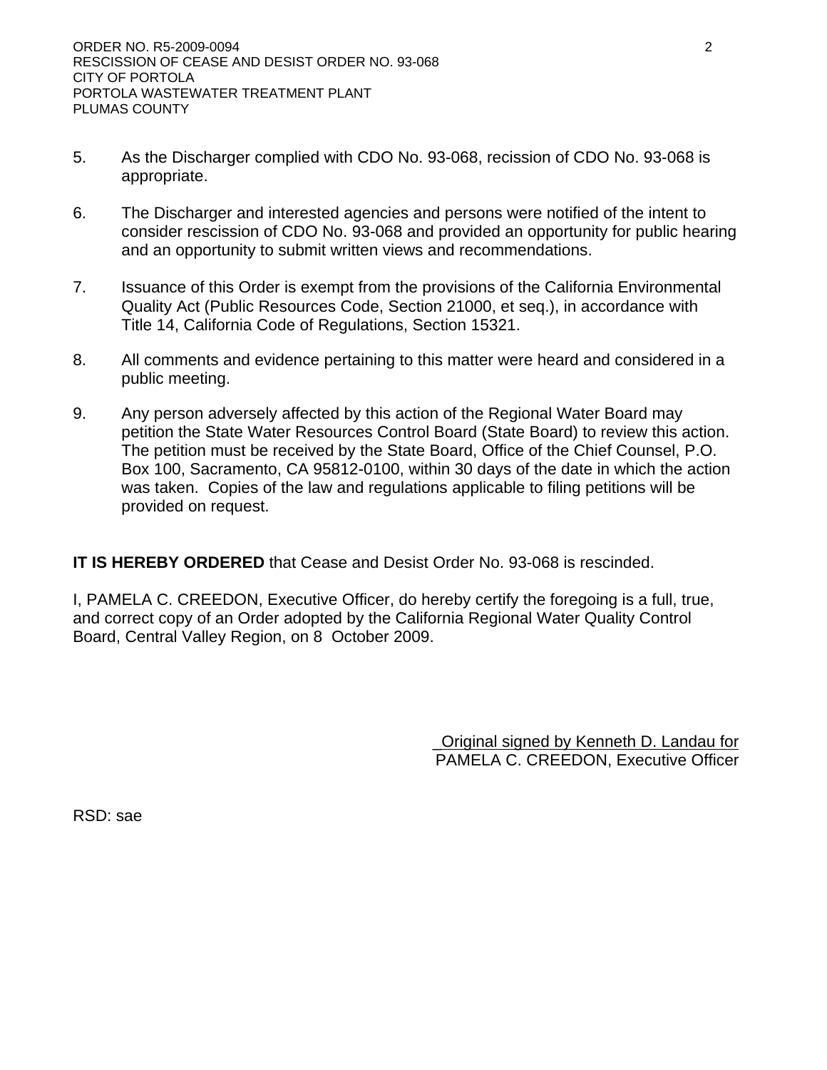5. As the Discharger complied with CDO No. 93-068, recission of CDO No. 93-068 is appropriate.

6. The Discharger and interested agencies and persons were notified of the intent to consider rescission of CDO No. 93-068 and provided an opportunity for public hearing and an opportunity to submit written views and recommendations.

7. Issuance of this Order is exempt from the provisions of the California Environmental Quality Act (Public Resources Code, Section 21000, et seq.), in accordance with Title 14, California Code of Regulations, Section 15321.

8. All comments and evidence pertaining to this matter were heard and considered in a public meeting.

9. Any person adversely affected by this action of the Regional Water Board may petition the State Water Resources Control Board (State Board) to review this action. The petition must be received by the State Board, Office of the Chief Counsel, P.O. Box 100, Sacramento, CA 95812-0100, within 30 days of the date in which the action was taken. Copies of the law and regulations applicable to filing petitions will be provided on request.

**IT IS HEREBY ORDERED** that Cease and Desist Order No. 93-068 is rescinded.

I, PAMELA C. CREEDON, Executive Officer, do hereby certify the foregoing is a full, true, and correct copy of an Order adopted by the California Regional Water Quality Control Board, Central Valley Region, on 8 October 2009.

Original signed by Kenneth D. Landau for
PAMELA C. CREEDON, Executive Officer

RSD: sae